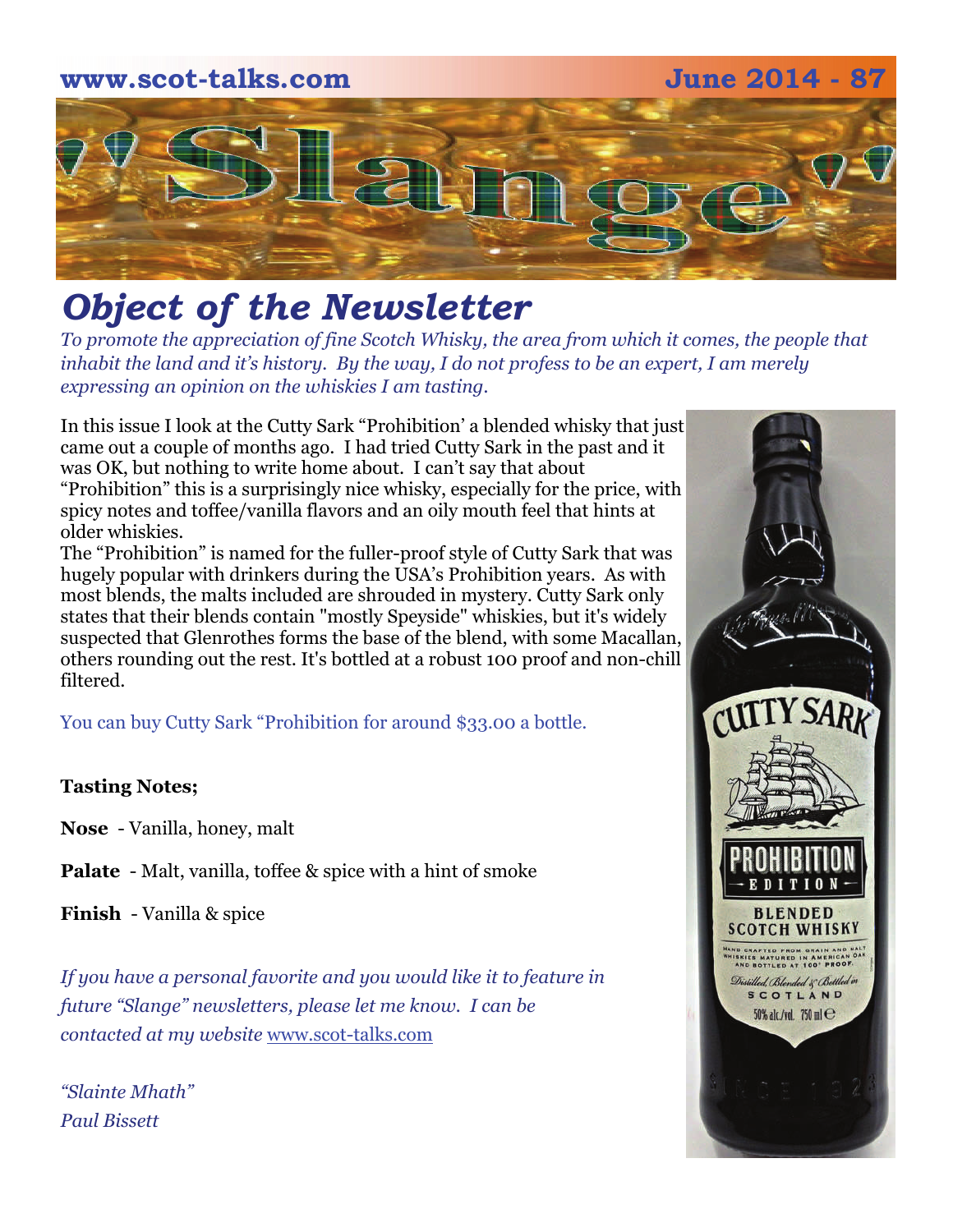# "Slange"

## *Object of the Newsletter*

*To promote the appreciation of fine Scotch Whisky, the area from which it comes, the people that inhabit the land and it's history. By the way, I do not profess to be an expert, I am merely expressing an opinion on the whiskies I am tasting.*

In this issue I look at the Cutty Sark "Prohibition' a blended whisky that just came out a couple of months ago. I had tried Cutty Sark in the past and it was OK, but nothing to write home about. I can't say that about "Prohibition" this is a surprisingly nice whisky, especially for the price, with spicy notes and toffee/vanilla flavors and an oily mouth feel that hints at older whiskies.

The "Prohibition" is named for the fuller-proof style of Cutty Sark that was hugely popular with drinkers during the USA's Prohibition years. As with most blends, the malts included are shrouded in mystery. Cutty Sark only states that their blends contain "mostly Speyside" whiskies, but it's widely suspected that Glenrothes forms the base of the blend, with some Macallan, others rounding out the rest. It's bottled at a robust 100 proof and non-chill filtered.

You can buy Cutty Sark "Prohibition for around $33.00 a bottle.

**Tasting Notes;**

**Nose** - Vanilla, honey, malt

**Palate** - Malt, vanilla, toffee & spice with a hint of smoke

**Finish** - Vanilla & spice

*If you have a personal favorite and you would like it to feature in future "Slange" newsletters, please let me know. I can be contacted at my website* www.scot-talks.com

*"Slainte Mhath"*
*Paul Bissett*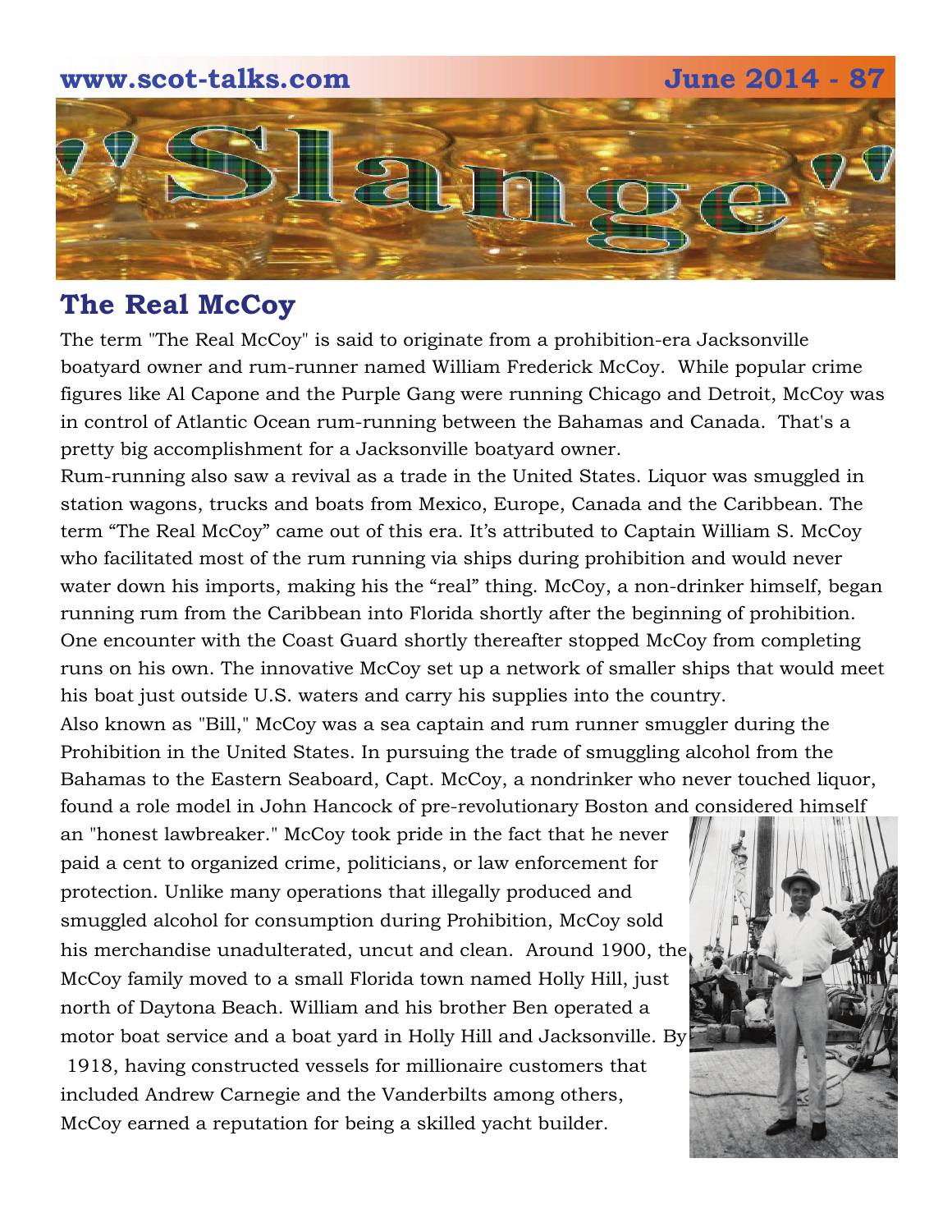# Slange

## The Real McCoy

The term "The Real McCoy" is said to originate from a prohibition-era Jacksonville boatyard owner and rum-runner named William Frederick McCoy. While popular crime figures like Al Capone and the Purple Gang were running Chicago and Detroit, McCoy was in control of Atlantic Ocean rum-running between the Bahamas and Canada. That's a pretty big accomplishment for a Jacksonville boatyard owner.

Rum-running also saw a revival as a trade in the United States. Liquor was smuggled in station wagons, trucks and boats from Mexico, Europe, Canada and the Caribbean. The term "The Real McCoy" came out of this era. It's attributed to Captain William S. McCoy who facilitated most of the rum running via ships during prohibition and would never water down his imports, making his the "real" thing. McCoy, a non-drinker himself, began running rum from the Caribbean into Florida shortly after the beginning of prohibition. One encounter with the Coast Guard shortly thereafter stopped McCoy from completing runs on his own. The innovative McCoy set up a network of smaller ships that would meet his boat just outside U.S. waters and carry his supplies into the country.

Also known as "Bill," McCoy was a sea captain and rum runner smuggler during the Prohibition in the United States. In pursuing the trade of smuggling alcohol from the Bahamas to the Eastern Seaboard, Capt. McCoy, a nondrinker who never touched liquor, found a role model in John Hancock of pre-revolutionary Boston and considered himself an "honest lawbreaker." McCoy took pride in the fact that he never paid a cent to organized crime, politicians, or law enforcement for protection. Unlike many operations that illegally produced and smuggled alcohol for consumption during Prohibition, McCoy sold his merchandise unadulterated, uncut and clean. Around 1900, the McCoy family moved to a small Florida town named Holly Hill, just north of Daytona Beach. William and his brother Ben operated a motor boat service and a boat yard in Holly Hill and Jacksonville. By 1918, having constructed vessels for millionaire customers that included Andrew Carnegie and the Vanderbilts among others, McCoy earned a reputation for being a skilled yacht builder.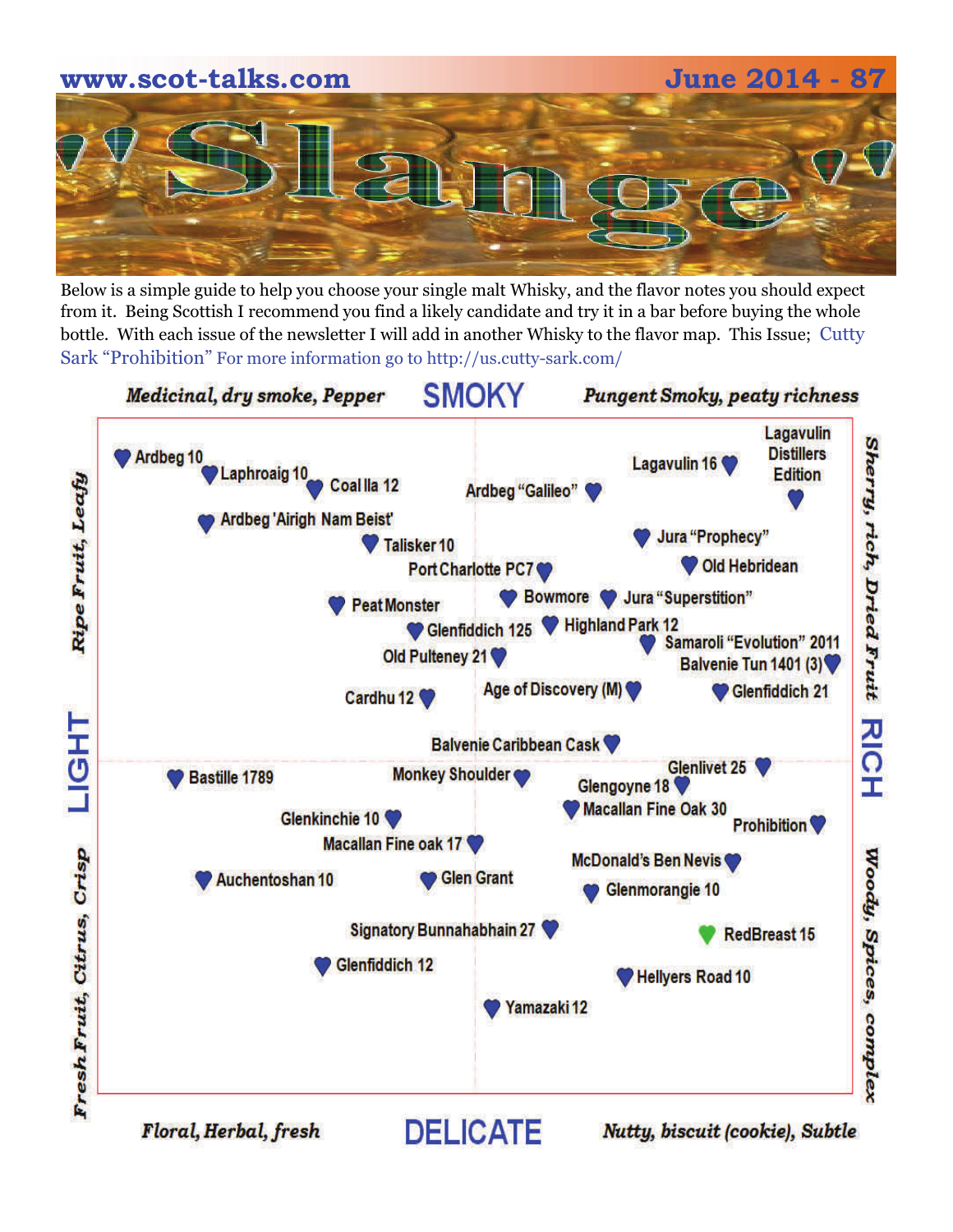# Slange

Below is a simple guide to help you choose your single malt Whisky, and the flavor notes you should expect from it. Being Scottish I recommend you find a likely candidate and try it in a bar before buying the whole bottle. With each issue of the newsletter I will add in another Whisky to the flavor map. This Issue; Cutty Sark "Prohibition" For more information go to http://us.cutty-sark.com/

*Medicinal, dry smoke, Pepper* — **SMOKY** — *Pungent Smoky, peaty richness*

**LIGHT** — *Ripe Fruit, Leafy* / *Fresh Fruit, Citrus, Crisp*

**RICH** — *Sherry, rich, Dried Fruit* / *Woody, Spices, complex*

*Floral, Herbal, fresh* — **DELICATE** — *Nutty, biscuit (cookie), Subtle*

Ardbeg 10
Laphroaig 10
Coal Ila 12
Ardbeg "Galileo"
Lagavulin 16
Lagavulin Distillers Edition
Ardbeg 'Airigh Nam Beist'
Talisker 10
Jura "Prophecy"
Port Charlotte PC7
Old Hebridean
Peat Monster
Bowmore
Jura "Superstition"
Glenfiddich 125
Highland Park 12
Samaroli "Evolution" 2011
Old Pulteney 21
Balvenie Tun 1401 (3)
Cardhu 12
Age of Discovery (M)
Glenfiddich 21
Balvenie Caribbean Cask
Bastille 1789
Monkey Shoulder
Glenlivet 25
Glengoyne 18
Macallan Fine Oak 30
Glenkinchie 10
Prohibition
Macallan Fine oak 17
McDonald's Ben Nevis
Auchentoshan 10
Glen Grant
Glenmorangie 10
Signatory Bunnahabhain 27
RedBreast 15
Glenfiddich 12
Hellyers Road 10
Yamazaki 12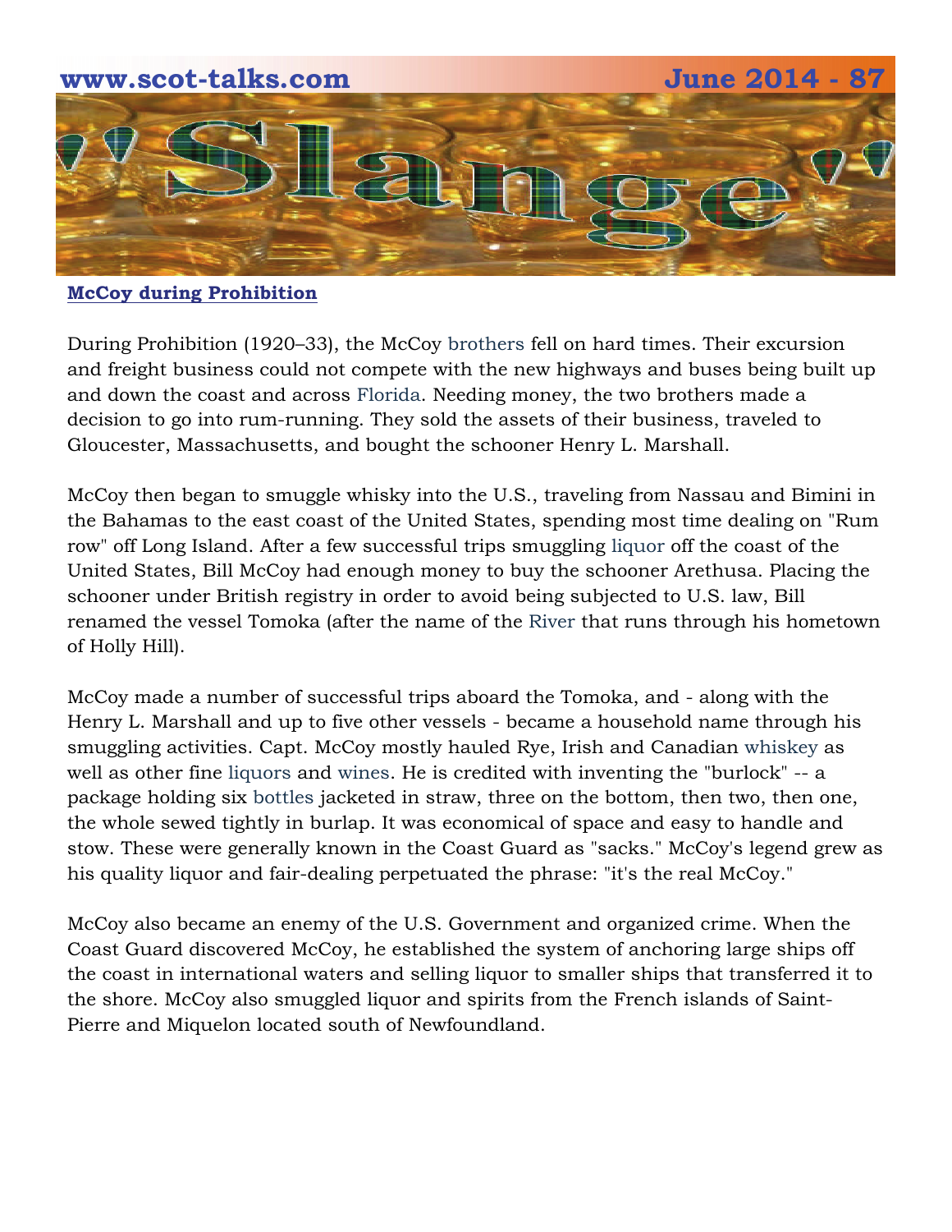## McCoy during Prohibition

During Prohibition (1920–33), the McCoy brothers fell on hard times. Their excursion and freight business could not compete with the new highways and buses being built up and down the coast and across Florida. Needing money, the two brothers made a decision to go into rum-running. They sold the assets of their business, traveled to Gloucester, Massachusetts, and bought the schooner Henry L. Marshall.

McCoy then began to smuggle whisky into the U.S., traveling from Nassau and Bimini in the Bahamas to the east coast of the United States, spending most time dealing on "Rum row" off Long Island. After a few successful trips smuggling liquor off the coast of the United States, Bill McCoy had enough money to buy the schooner Arethusa. Placing the schooner under British registry in order to avoid being subjected to U.S. law, Bill renamed the vessel Tomoka (after the name of the River that runs through his hometown of Holly Hill).

McCoy made a number of successful trips aboard the Tomoka, and - along with the Henry L. Marshall and up to five other vessels - became a household name through his smuggling activities. Capt. McCoy mostly hauled Rye, Irish and Canadian whiskey as well as other fine liquors and wines. He is credited with inventing the "burlock" -- a package holding six bottles jacketed in straw, three on the bottom, then two, then one, the whole sewed tightly in burlap. It was economical of space and easy to handle and stow. These were generally known in the Coast Guard as "sacks." McCoy's legend grew as his quality liquor and fair-dealing perpetuated the phrase: "it's the real McCoy."

McCoy also became an enemy of the U.S. Government and organized crime. When the Coast Guard discovered McCoy, he established the system of anchoring large ships off the coast in international waters and selling liquor to smaller ships that transferred it to the shore. McCoy also smuggled liquor and spirits from the French islands of Saint-Pierre and Miquelon located south of Newfoundland.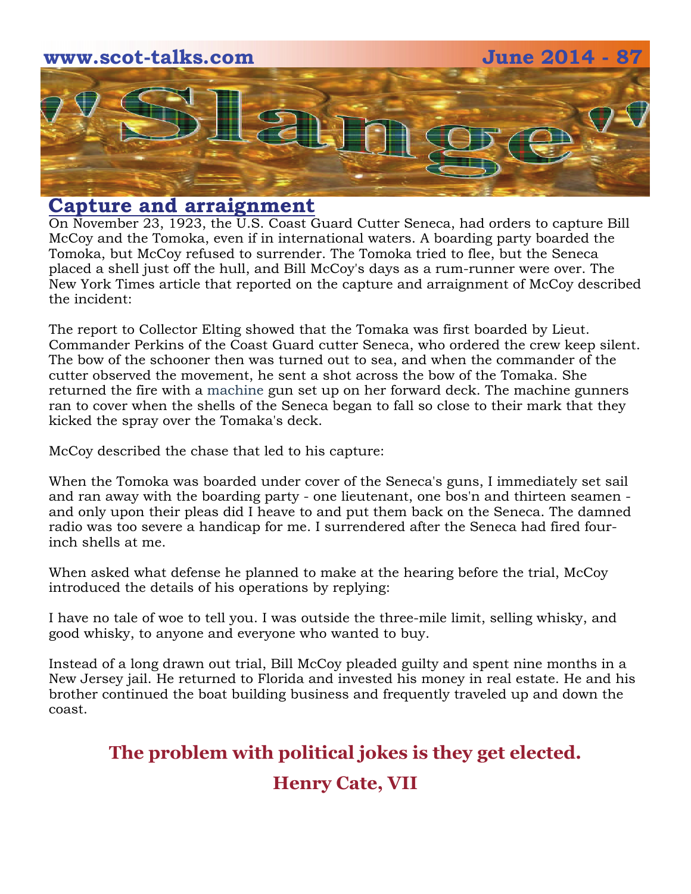## Capture and arraignment

On November 23, 1923, the U.S. Coast Guard Cutter Seneca, had orders to capture Bill McCoy and the Tomoka, even if in international waters. A boarding party boarded the Tomoka, but McCoy refused to surrender. The Tomoka tried to flee, but the Seneca placed a shell just off the hull, and Bill McCoy's days as a rum-runner were over. The New York Times article that reported on the capture and arraignment of McCoy described the incident:

The report to Collector Elting showed that the Tomaka was first boarded by Lieut. Commander Perkins of the Coast Guard cutter Seneca, who ordered the crew keep silent. The bow of the schooner then was turned out to sea, and when the commander of the cutter observed the movement, he sent a shot across the bow of the Tomaka. She returned the fire with a machine gun set up on her forward deck. The machine gunners ran to cover when the shells of the Seneca began to fall so close to their mark that they kicked the spray over the Tomaka's deck.

McCoy described the chase that led to his capture:

When the Tomoka was boarded under cover of the Seneca's guns, I immediately set sail and ran away with the boarding party - one lieutenant, one bos'n and thirteen seamen - and only upon their pleas did I heave to and put them back on the Seneca. The damned radio was too severe a handicap for me. I surrendered after the Seneca had fired four-inch shells at me.

When asked what defense he planned to make at the hearing before the trial, McCoy introduced the details of his operations by replying:

I have no tale of woe to tell you. I was outside the three-mile limit, selling whisky, and good whisky, to anyone and everyone who wanted to buy.

Instead of a long drawn out trial, Bill McCoy pleaded guilty and spent nine months in a New Jersey jail. He returned to Florida and invested his money in real estate. He and his brother continued the boat building business and frequently traveled up and down the coast.

**The problem with political jokes is they get elected.**

**Henry Cate, VII**